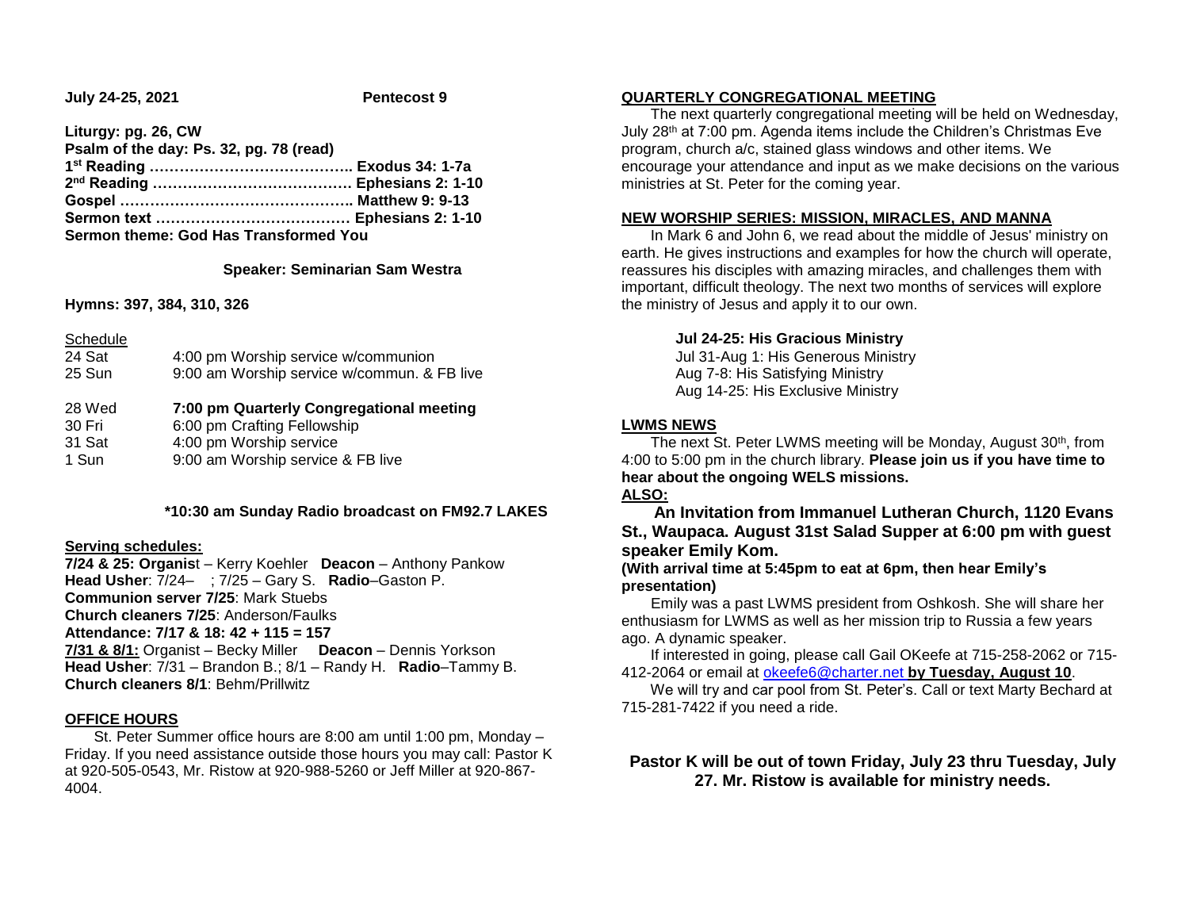**July 24-25, 2021** **Pentecost 9**

**Liturgy: pg. 26, CW**
**Psalm of the day: Ps. 32, pg. 78 (read)**
**1st Reading ………………………………….. Exodus 34: 1-7a**
**2nd Reading …………………………………. Ephesians 2: 1-10**
**Gospel ……………………………………….. Matthew 9: 9-13**
**Sermon text ………………………………… Ephesians 2: 1-10**
**Sermon theme: God Has Transformed You**

**Speaker: Seminarian Sam Westra**

**Hymns: 397, 384, 310, 326**

Schedule

| | |
|---|---|
| 24 Sat | 4:00 pm Worship service w/communion |
| 25 Sun | 9:00 am Worship service w/commun. & FB live |
| 28 Wed | **7:00 pm Quarterly Congregational meeting** |
| 30 Fri | 6:00 pm Crafting Fellowship |
| 31 Sat | 4:00 pm Worship service |
| 1 Sun | 9:00 am Worship service & FB live |

**\*10:30 am Sunday Radio broadcast on FM92.7 LAKES**

**Serving schedules:**
**7/24 & 25: Organis**t – Kerry Koehler **Deacon** – Anthony Pankow
**Head Usher**: 7/24– ; 7/25 – Gary S. **Radio**–Gaston P.
**Communion server 7/25**: Mark Stuebs
**Church cleaners 7/25**: Anderson/Faulks
**Attendance: 7/17 & 18: 42 + 115 = 157**
**7/31 & 8/1:** Organist – Becky Miller **Deacon** – Dennis Yorkson
**Head Usher**: 7/31 – Brandon B.; 8/1 – Randy H. **Radio**–Tammy B.
**Church cleaners 8/1**: Behm/Prillwitz

**OFFICE HOURS**

St. Peter Summer office hours are 8:00 am until 1:00 pm, Monday – Friday. If you need assistance outside those hours you may call: Pastor K at 920-505-0543, Mr. Ristow at 920-988-5260 or Jeff Miller at 920-867-4004.

**QUARTERLY CONGREGATIONAL MEETING**

The next quarterly congregational meeting will be held on Wednesday, July 28th at 7:00 pm. Agenda items include the Children's Christmas Eve program, church a/c, stained glass windows and other items. We encourage your attendance and input as we make decisions on the various ministries at St. Peter for the coming year.

**NEW WORSHIP SERIES: MISSION, MIRACLES, AND MANNA**

In Mark 6 and John 6, we read about the middle of Jesus' ministry on earth. He gives instructions and examples for how the church will operate, reassures his disciples with amazing miracles, and challenges them with important, difficult theology. The next two months of services will explore the ministry of Jesus and apply it to our own.

**Jul 24-25: His Gracious Ministry**
Jul 31-Aug 1: His Generous Ministry
Aug 7-8: His Satisfying Ministry
Aug 14-25: His Exclusive Ministry

**LWMS NEWS**

The next St. Peter LWMS meeting will be Monday, August 30th, from 4:00 to 5:00 pm in the church library. **Please join us if you have time to hear about the ongoing WELS missions.**

**ALSO:**

**An Invitation from Immanuel Lutheran Church, 1120 Evans St., Waupaca. August 31st Salad Supper at 6:00 pm with guest speaker Emily Kom.**

**(With arrival time at 5:45pm to eat at 6pm, then hear Emily's presentation)**

Emily was a past LWMS president from Oshkosh. She will share her enthusiasm for LWMS as well as her mission trip to Russia a few years ago. A dynamic speaker.

If interested in going, please call Gail OKeefe at 715-258-2062 or 715-412-2064 or email at okeefe6@charter.net **by Tuesday, August 10**.

We will try and car pool from St. Peter's. Call or text Marty Bechard at 715-281-7422 if you need a ride.

**Pastor K will be out of town Friday, July 23 thru Tuesday, July 27. Mr. Ristow is available for ministry needs.**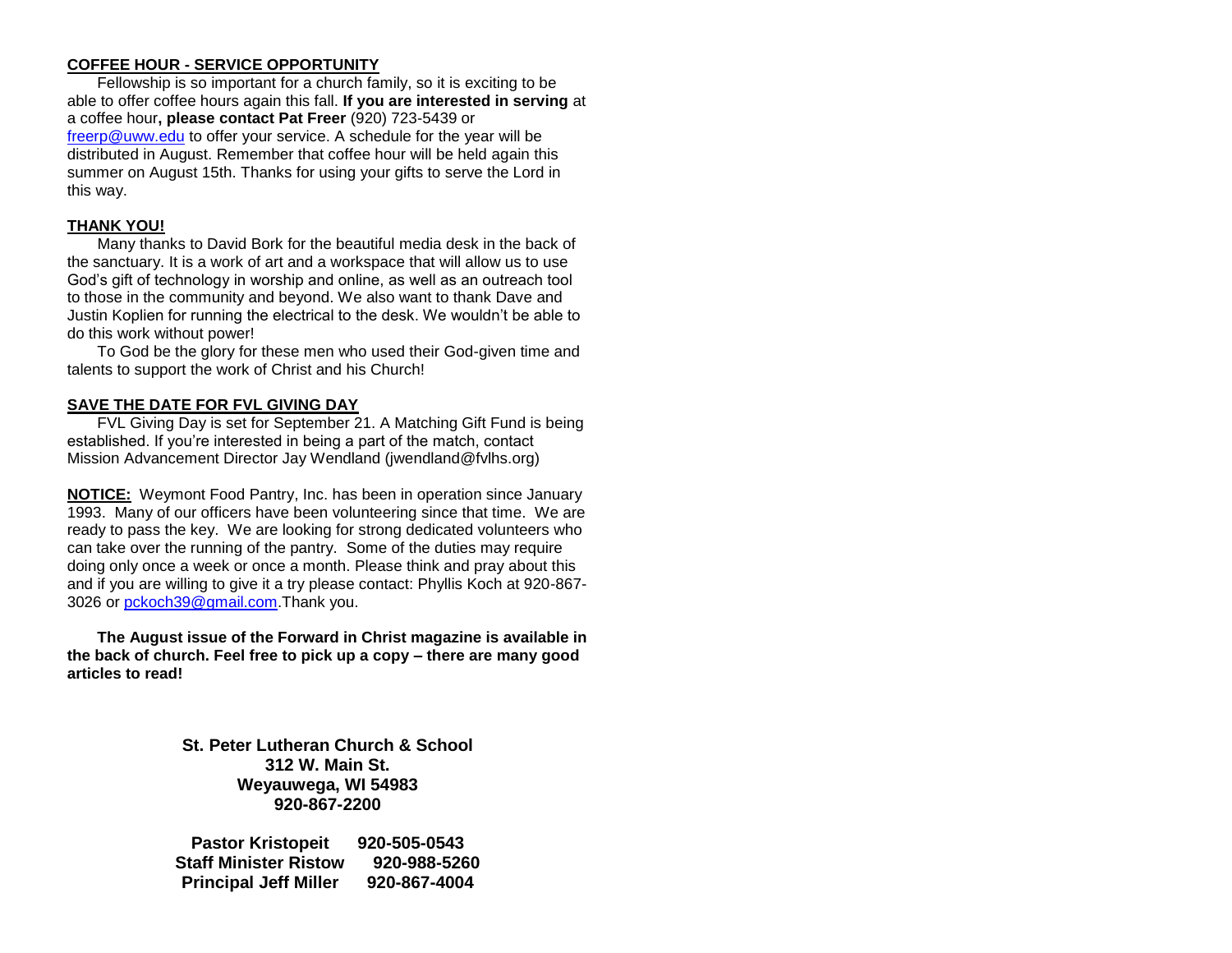**COFFEE HOUR - SERVICE OPPORTUNITY**

Fellowship is so important for a church family, so it is exciting to be able to offer coffee hours again this fall. **If you are interested in serving** at a coffee hour**, please contact Pat Freer** (920) 723-5439 or freerp@uww.edu to offer your service. A schedule for the year will be distributed in August. Remember that coffee hour will be held again this summer on August 15th. Thanks for using your gifts to serve the Lord in this way.

**THANK YOU!**

Many thanks to David Bork for the beautiful media desk in the back of the sanctuary. It is a work of art and a workspace that will allow us to use God's gift of technology in worship and online, as well as an outreach tool to those in the community and beyond. We also want to thank Dave and Justin Koplien for running the electrical to the desk. We wouldn't be able to do this work without power!

To God be the glory for these men who used their God-given time and talents to support the work of Christ and his Church!

**SAVE THE DATE FOR FVL GIVING DAY**

FVL Giving Day is set for September 21. A Matching Gift Fund is being established. If you're interested in being a part of the match, contact Mission Advancement Director Jay Wendland (jwendland@fvlhs.org)

**NOTICE:** Weymont Food Pantry, Inc. has been in operation since January 1993. Many of our officers have been volunteering since that time. We are ready to pass the key. We are looking for strong dedicated volunteers who can take over the running of the pantry. Some of the duties may require doing only once a week or once a month. Please think and pray about this and if you are willing to give it a try please contact: Phyllis Koch at 920-867-3026 or pckoch39@gmail.com.Thank you.

**The August issue of the Forward in Christ magazine is available in the back of church. Feel free to pick up a copy – there are many good articles to read!**

**St. Peter Lutheran Church & School**
**312 W. Main St.**
**Weyauwega, WI 54983**
**920-867-2200**

**Pastor Kristopeit 920-505-0543**
**Staff Minister Ristow 920-988-5260**
**Principal Jeff Miller 920-867-4004**